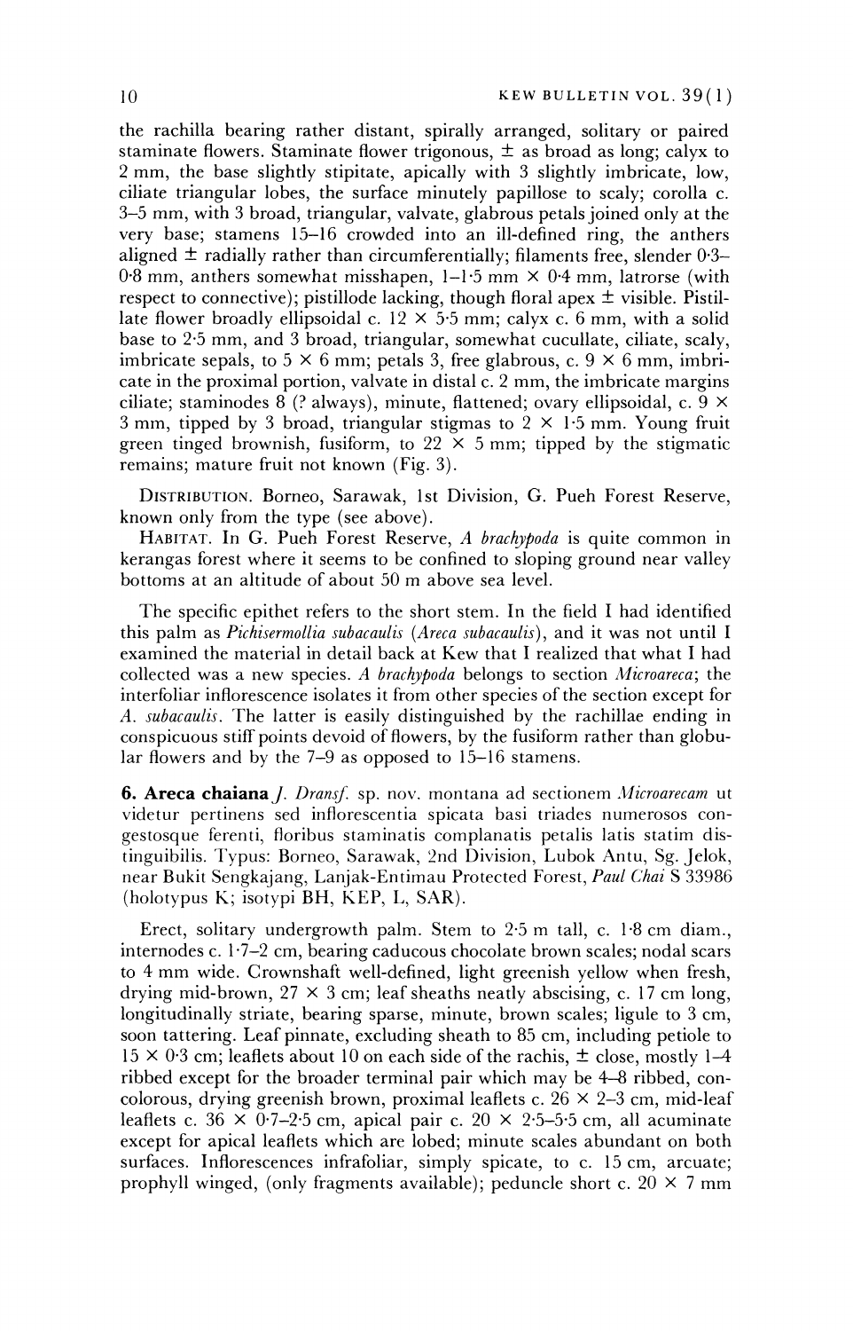the rachilla bearing rather distant, spirally arranged, solitary or paired staminate flowers. Staminate flower trigonous, ± as broad as long; calyx to 2 mm, the base slightly stipitate, apically with 3 slightly imbricate, low, ciliate triangular lobes, the surface minutely papillose to scaly; corolla c. 3–5 mm, with 3 broad, triangular, valvate, glabrous petals joined only at the very base; stamens 15–16 crowded into an ill-defined ring, the anthers aligned ± radially rather than circumferentially; filaments free, slender 0·3–0·8 mm, anthers somewhat misshapen, 1–1·5 mm × 0·4 mm, latrorse (with respect to connective); pistillode lacking, though floral apex ± visible. Pistillate flower broadly ellipsoidal c. 12 × 5·5 mm; calyx c. 6 mm, with a solid base to 2·5 mm, and 3 broad, triangular, somewhat cucullate, ciliate, scaly, imbricate sepals, to 5 × 6 mm; petals 3, free glabrous, c. 9 × 6 mm, imbricate in the proximal portion, valvate in distal c. 2 mm, the imbricate margins ciliate; staminodes 8 (? always), minute, flattened; ovary ellipsoidal, c. 9 × 3 mm, tipped by 3 broad, triangular stigmas to 2 × 1·5 mm. Young fruit green tinged brownish, fusiform, to 22 × 5 mm; tipped by the stigmatic remains; mature fruit not known (Fig. 3).

Distribution. Borneo, Sarawak, 1st Division, G. Pueh Forest Reserve, known only from the type (see above).

Habitat. In G. Pueh Forest Reserve, *A brachypoda* is quite common in kerangas forest where it seems to be confined to sloping ground near valley bottoms at an altitude of about 50 m above sea level.

The specific epithet refers to the short stem. In the field I had identified this palm as *Pichisermollia subacaulis* (*Areca subacaulis*), and it was not until I examined the material in detail back at Kew that I realized that what I had collected was a new species. *A brachypoda* belongs to section *Microareca*; the interfoliar inflorescence isolates it from other species of the section except for *A. subacaulis*. The latter is easily distinguished by the rachillae ending in conspicuous stiff points devoid of flowers, by the fusiform rather than globular flowers and by the 7–9 as opposed to 15–16 stamens.

**6. Areca chaiana** *J. Dransf.* sp. nov. montana ad sectionem *Microarecam* ut videtur pertinens sed inflorescentia spicata basi triades numerosos congestosque ferenti, floribus staminatis complanatis petalis latis statim distinguibilis. Typus: Borneo, Sarawak, 2nd Division, Lubok Antu, Sg. Jelok, near Bukit Sengkajang, Lanjak-Entimau Protected Forest, *Paul Chai* S 33986 (holotypus K; isotypi BH, KEP, L, SAR).

Erect, solitary undergrowth palm. Stem to 2·5 m tall, c. 1·8 cm diam., internodes c. 1·7–2 cm, bearing caducous chocolate brown scales; nodal scars to 4 mm wide. Crownshaft well-defined, light greenish yellow when fresh, drying mid-brown, 27 × 3 cm; leaf sheaths neatly abscising, c. 17 cm long, longitudinally striate, bearing sparse, minute, brown scales; ligule to 3 cm, soon tattering. Leaf pinnate, excluding sheath to 85 cm, including petiole to 15 × 0·3 cm; leaflets about 10 on each side of the rachis, ± close, mostly 1–4 ribbed except for the broader terminal pair which may be 4–8 ribbed, concolorous, drying greenish brown, proximal leaflets c. 26 × 2–3 cm, mid-leaf leaflets c. 36 × 0·7–2·5 cm, apical pair c. 20 × 2·5–5·5 cm, all acuminate except for apical leaflets which are lobed; minute scales abundant on both surfaces. Inflorescences infrafoliar, simply spicate, to c. 15 cm, arcuate; prophyll winged, (only fragments available); peduncle short c. 20 × 7 mm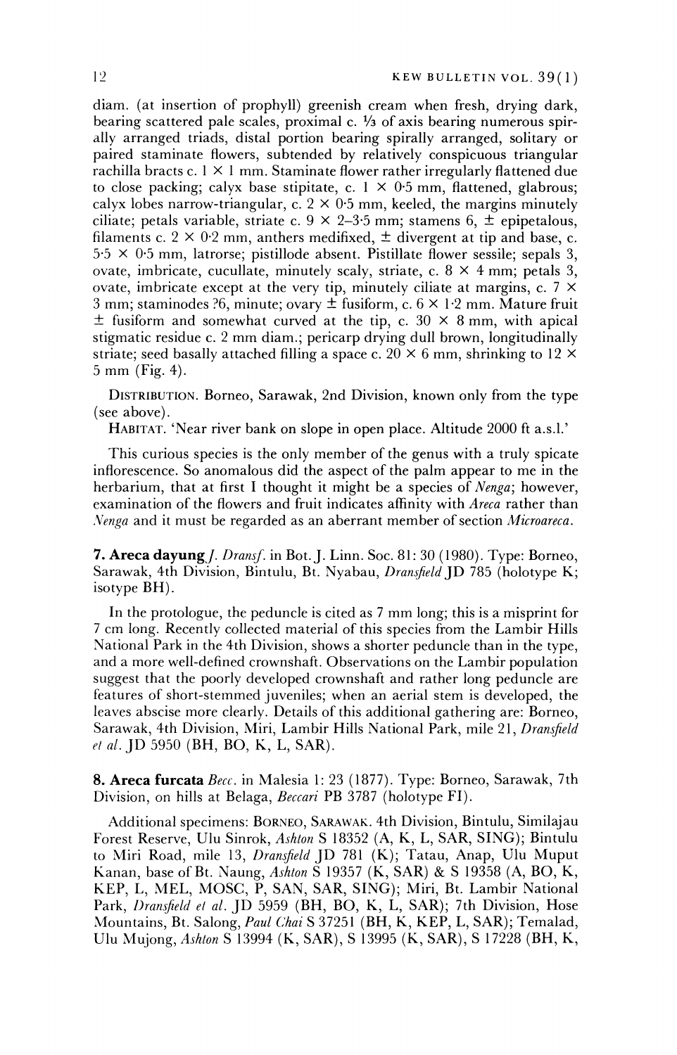diam. (at insertion of prophyll) greenish cream when fresh, drying dark, bearing scattered pale scales, proximal c. ⅓ of axis bearing numerous spirally arranged triads, distal portion bearing spirally arranged, solitary or paired staminate flowers, subtended by relatively conspicuous triangular rachilla bracts c. 1 × 1 mm. Staminate flower rather irregularly flattened due to close packing; calyx base stipitate, c. 1 × 0·5 mm, flattened, glabrous; calyx lobes narrow-triangular, c. 2 × 0·5 mm, keeled, the margins minutely ciliate; petals variable, striate c. 9 × 2–3·5 mm; stamens 6, ± epipetalous, filaments c. 2 × 0·2 mm, anthers medifixed, ± divergent at tip and base, c. 5·5 × 0·5 mm, latrorse; pistillode absent. Pistillate flower sessile; sepals 3, ovate, imbricate, cucullate, minutely scaly, striate, c. 8 × 4 mm; petals 3, ovate, imbricate except at the very tip, minutely ciliate at margins, c. 7 × 3 mm; staminodes ?6, minute; ovary ± fusiform, c. 6 × 1·2 mm. Mature fruit ± fusiform and somewhat curved at the tip, c. 30 × 8 mm, with apical stigmatic residue c. 2 mm diam.; pericarp drying dull brown, longitudinally striate; seed basally attached filling a space c. 20 × 6 mm, shrinking to 12 × 5 mm (Fig. 4).

DISTRIBUTION. Borneo, Sarawak, 2nd Division, known only from the type (see above).

HABITAT. 'Near river bank on slope in open place. Altitude 2000 ft a.s.l.'

This curious species is the only member of the genus with a truly spicate inflorescence. So anomalous did the aspect of the palm appear to me in the herbarium, that at first I thought it might be a species of *Nenga*; however, examination of the flowers and fruit indicates affinity with *Areca* rather than *Nenga* and it must be regarded as an aberrant member of section *Microareca*.

**7. Areca dayung** *J. Dransf.* in Bot. J. Linn. Soc. 81: 30 (1980). Type: Borneo, Sarawak, 4th Division, Bintulu, Bt. Nyabau, *Dransfield* JD 785 (holotype K; isotype BH).

In the protologue, the peduncle is cited as 7 mm long; this is a misprint for 7 cm long. Recently collected material of this species from the Lambir Hills National Park in the 4th Division, shows a shorter peduncle than in the type, and a more well-defined crownshaft. Observations on the Lambir population suggest that the poorly developed crownshaft and rather long peduncle are features of short-stemmed juveniles; when an aerial stem is developed, the leaves abscise more clearly. Details of this additional gathering are: Borneo, Sarawak, 4th Division, Miri, Lambir Hills National Park, mile 21, *Dransfield et al.* JD 5950 (BH, BO, K, L, SAR).

**8. Areca furcata** *Becc.* in Malesia 1: 23 (1877). Type: Borneo, Sarawak, 7th Division, on hills at Belaga, *Beccari* PB 3787 (holotype FI).

Additional specimens: BORNEO, SARAWAK. 4th Division, Bintulu, Similajau Forest Reserve, Ulu Sinrok, *Ashton* S 18352 (A, K, L, SAR, SING); Bintulu to Miri Road, mile 13, *Dransfield* JD 781 (K); Tatau, Anap, Ulu Muput Kanan, base of Bt. Naung, *Ashton* S 19357 (K, SAR) & S 19358 (A, BO, K, KEP, L, MEL, MOSC, P, SAN, SAR, SING); Miri, Bt. Lambir National Park, *Dransfield et al.* JD 5959 (BH, BO, K, L, SAR); 7th Division, Hose Mountains, Bt. Salong, *Paul Chai* S 37251 (BH, K, KEP, L, SAR); Temalad, Ulu Mujong, *Ashton* S 13994 (K, SAR), S 13995 (K, SAR), S 17228 (BH, K,